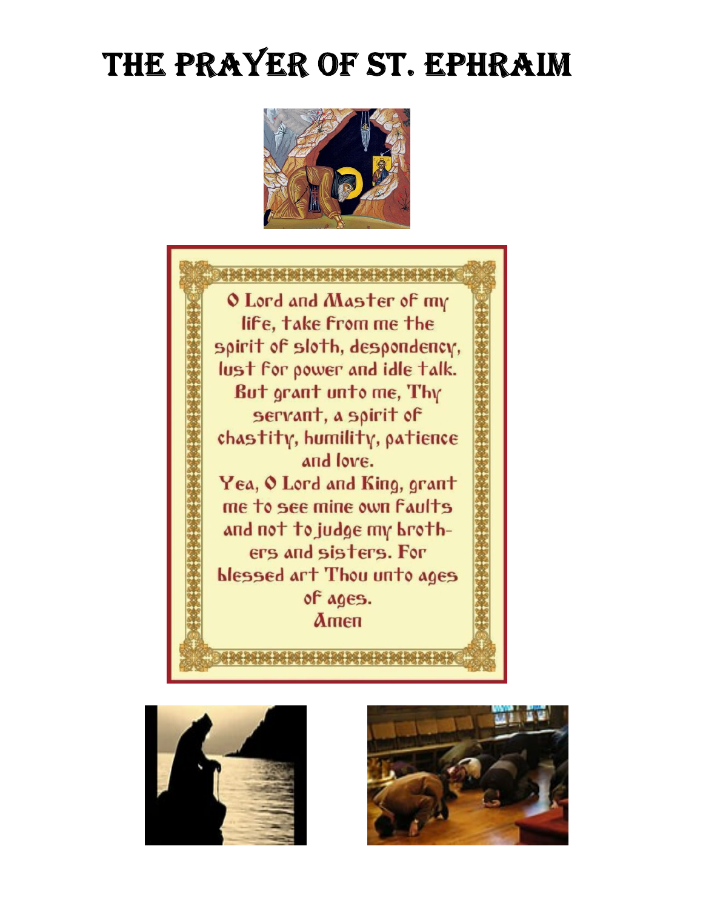# THE PRAYER OF ST. EPHRAIM

O Lord and Master of my life, take from me the spirit of sloth, despondency, lust for power and idle talk.
But grant unto me, Thy servant, a spirit of chastity, humility, patience and love.
Yea, O Lord and King, grant me to see mine own faults and not to judge my brothers and sisters. For blessed art Thou unto ages of ages.
Amen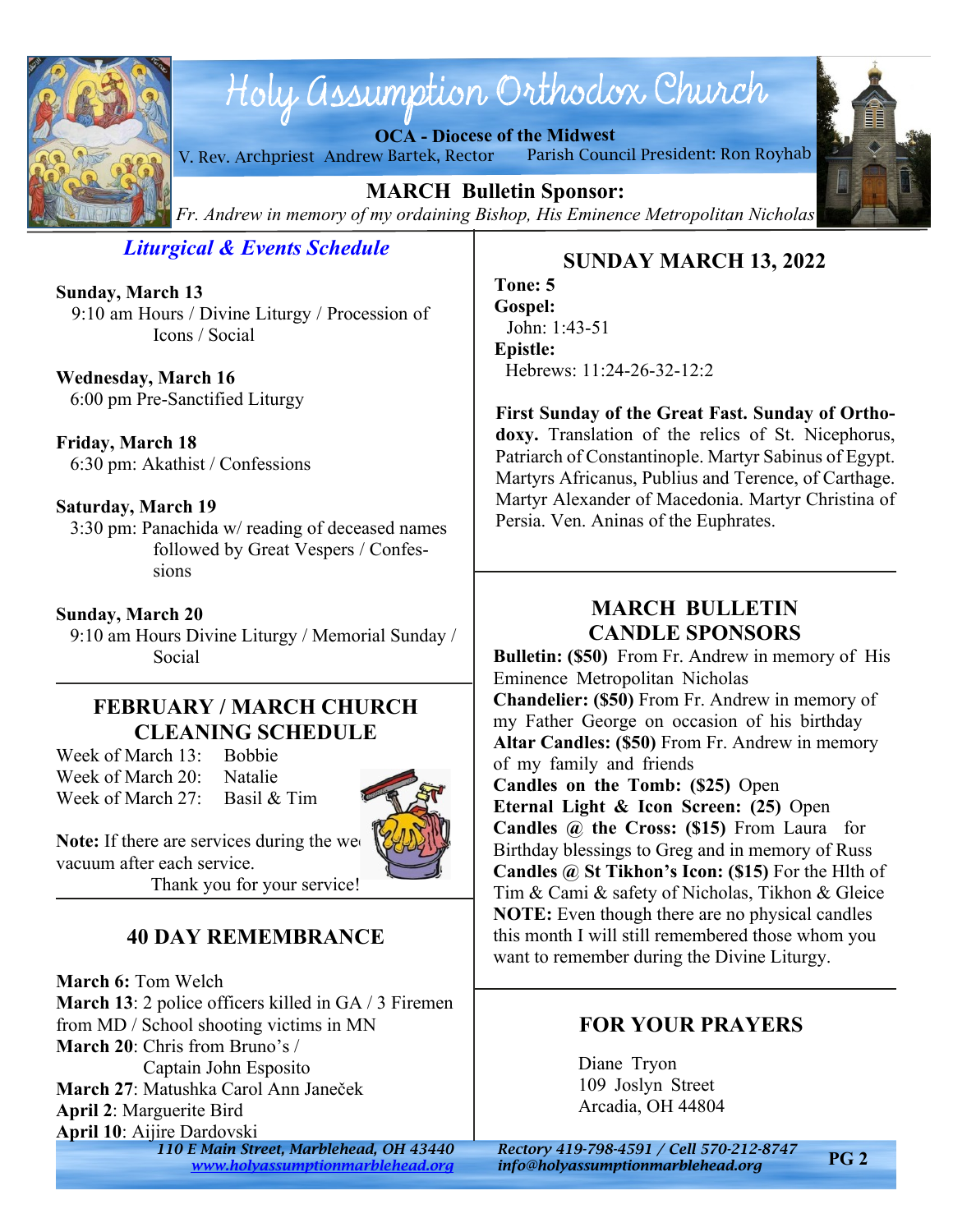# Holy Assumption Orthodox Church

**OCA - Diocese of the Midwest**

V. Rev. Archpriest Andrew Bartek, Rector     Parish Council President: Ron Royhab

**MARCH Bulletin Sponsor:**

*Fr. Andrew in memory of my ordaining Bishop, His Eminence Metropolitan Nicholas*

## *Liturgical & Events Schedule*

**Sunday, March 13**
9:10 am Hours / Divine Liturgy / Procession of Icons / Social

**Wednesday, March 16**
6:00 pm Pre-Sanctified Liturgy

**Friday, March 18**
6:30 pm: Akathist / Confessions

**Saturday, March 19**
3:30 pm: Panachida w/ reading of deceased names followed by Great Vespers / Confessions

**Sunday, March 20**
9:10 am Hours Divine Liturgy / Memorial Sunday / Social

## FEBRUARY / MARCH CHURCH CLEANING SCHEDULE

Week of March 13: Bobbie
Week of March 20: Natalie
Week of March 27: Basil & Tim

**Note:** If there are services during the we vacuum after each service.

Thank you for your service!

## 40 DAY REMEMBRANCE

**March 6:** Tom Welch
**March 13**: 2 police officers killed in GA / 3 Firemen from MD / School shooting victims in MN
**March 20**: Chris from Bruno's / Captain John Esposito
**March 27**: Matushka Carol Ann Janeček
**April 2**: Marguerite Bird
**April 10**: Aijire Dardovski

## SUNDAY MARCH 13, 2022

**Tone: 5**
**Gospel:**
John: 1:43-51
**Epistle:**
Hebrews: 11:24-26-32-12:2

**First Sunday of the Great Fast. Sunday of Orthodoxy.** Translation of the relics of St. Nicephorus, Patriarch of Constantinople. Martyr Sabinus of Egypt. Martyrs Africanus, Publius and Terence, of Carthage. Martyr Alexander of Macedonia. Martyr Christina of Persia. Ven. Aninas of the Euphrates.

## MARCH BULLETIN CANDLE SPONSORS

**Bulletin: ($50)** From Fr. Andrew in memory of His Eminence Metropolitan Nicholas
**Chandelier: ($50)** From Fr. Andrew in memory of my Father George on occasion of his birthday
**Altar Candles: ($50)** From Fr. Andrew in memory of my family and friends
**Candles on the Tomb: ($25)** Open
**Eternal Light & Icon Screen: (25)** Open
**Candles @ the Cross: ($15)** From Laura for Birthday blessings to Greg and in memory of Russ
**Candles @ St Tikhon's Icon: ($15)** For the Hlth of Tim & Cami & safety of Nicholas, Tikhon & Gleice
**NOTE:** Even though there are no physical candles this month I will still remembered those whom you want to remember during the Divine Liturgy.

## FOR YOUR PRAYERS

Diane Tryon
109 Joslyn Street
Arcadia, OH 44804

*110 E Main Street, Marblehead, OH 43440*
*www.holyassumptionmarblehead.org*
*Rectory 419-798-4591 / Cell 570-212-8747*
*info@holyassumptionmarblehead.org*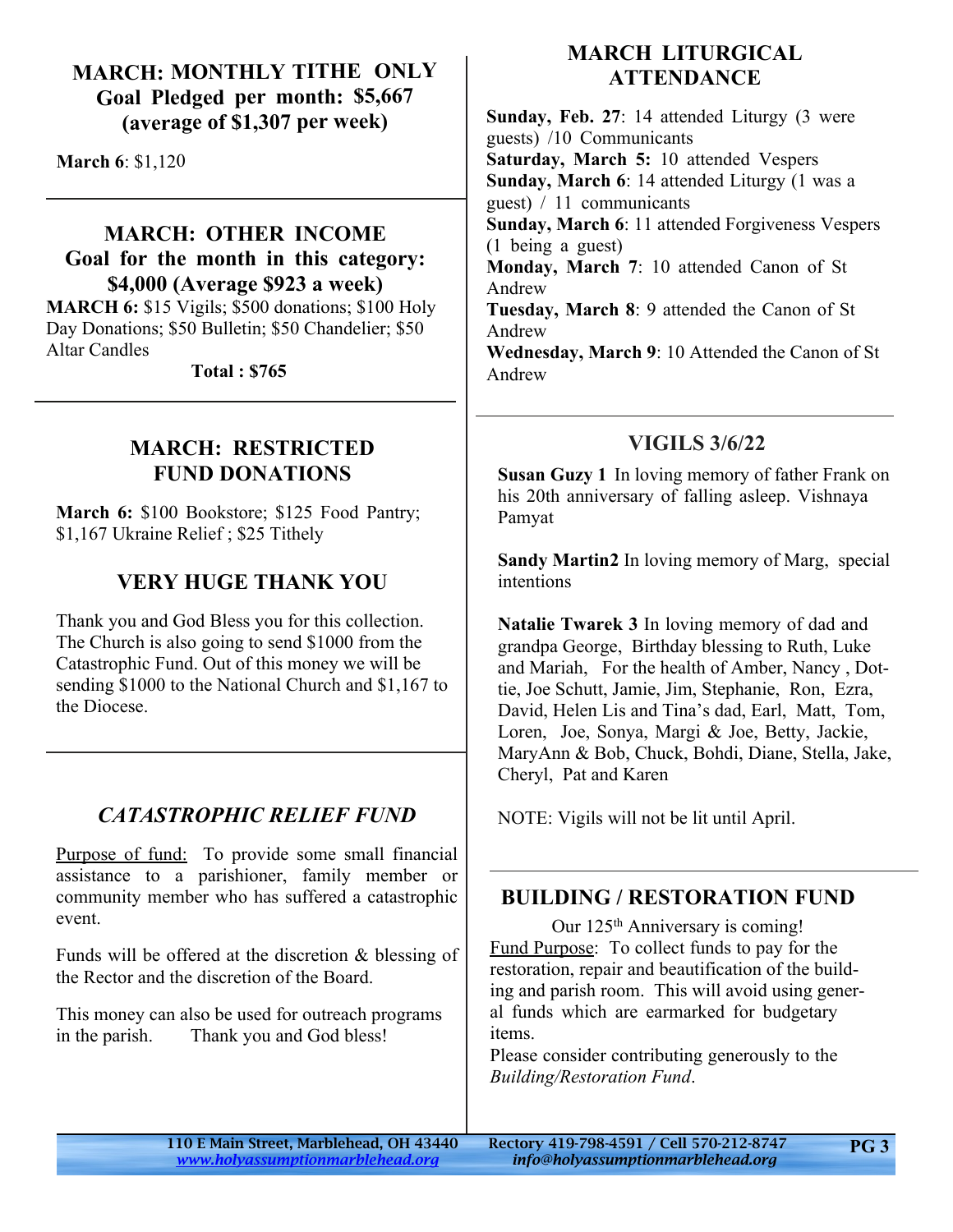## MARCH: MONTHLY TITHE ONLY
## Goal Pledged per month: $5,667 (average of $1,307 per week)

**March 6**: $1,120

## MARCH: OTHER INCOME
## Goal for the month in this category: $4,000 (Average $923 a week)

**MARCH 6:** $15 Vigils; $500 donations; $100 Holy Day Donations; $50 Bulletin; $50 Chandelier; $50 Altar Candles

**Total : $765**

## MARCH: RESTRICTED FUND DONATIONS

**March 6:** $100 Bookstore; $125 Food Pantry; $1,167 Ukraine Relief ; $25 Tithely

## VERY HUGE THANK YOU

Thank you and God Bless you for this collection. The Church is also going to send $1000 from the Catastrophic Fund. Out of this money we will be sending $1000 to the National Church and $1,167 to the Diocese.

## *CATASTROPHIC RELIEF FUND*

Purpose of fund: To provide some small financial assistance to a parishioner, family member or community member who has suffered a catastrophic event.

Funds will be offered at the discretion & blessing of the Rector and the discretion of the Board.

This money can also be used for outreach programs in the parish. Thank you and God bless!

## MARCH LITURGICAL ATTENDANCE

**Sunday, Feb. 27**: 14 attended Liturgy (3 were guests) /10 Communicants
**Saturday, March 5:** 10 attended Vespers
**Sunday, March 6**: 14 attended Liturgy (1 was a guest) / 11 communicants
**Sunday, March 6**: 11 attended Forgiveness Vespers (1 being a guest)
**Monday, March 7**: 10 attended Canon of St Andrew
**Tuesday, March 8**: 9 attended the Canon of St Andrew
**Wednesday, March 9**: 10 Attended the Canon of St Andrew

## VIGILS 3/6/22

**Susan Guzy 1** In loving memory of father Frank on his 20th anniversary of falling asleep. Vishnaya Pamyat

**Sandy Martin2** In loving memory of Marg, special intentions

**Natalie Twarek 3** In loving memory of dad and grandpa George, Birthday blessing to Ruth, Luke and Mariah, For the health of Amber, Nancy , Dottie, Joe Schutt, Jamie, Jim, Stephanie, Ron, Ezra, David, Helen Lis and Tina's dad, Earl, Matt, Tom, Loren, Joe, Sonya, Margi & Joe, Betty, Jackie, MaryAnn & Bob, Chuck, Bohdi, Diane, Stella, Jake, Cheryl, Pat and Karen

NOTE: Vigils will not be lit until April.

## BUILDING / RESTORATION FUND

Our 125th Anniversary is coming!

Fund Purpose: To collect funds to pay for the restoration, repair and beautification of the building and parish room. This will avoid using general funds which are earmarked for budgetary items.

Please consider contributing generously to the *Building/Restoration Fund*.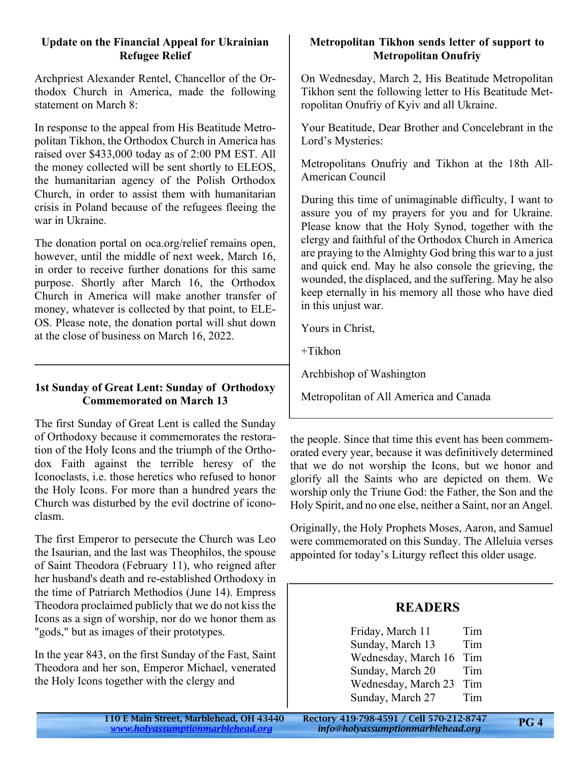## Update on the Financial Appeal for Ukrainian Refugee Relief

Archpriest Alexander Rentel, Chancellor of the Orthodox Church in America, made the following statement on March 8:

In response to the appeal from His Beatitude Metropolitan Tikhon, the Orthodox Church in America has raised over $433,000 today as of 2:00 PM EST. All the money collected will be sent shortly to ELEOS, the humanitarian agency of the Polish Orthodox Church, in order to assist them with humanitarian crisis in Poland because of the refugees fleeing the war in Ukraine.

The donation portal on oca.org/relief remains open, however, until the middle of next week, March 16, in order to receive further donations for this same purpose. Shortly after March 16, the Orthodox Church in America will make another transfer of money, whatever is collected by that point, to ELEOS. Please note, the donation portal will shut down at the close of business on March 16, 2022.

## 1st Sunday of Great Lent: Sunday of Orthodoxy Commemorated on March 13

The first Sunday of Great Lent is called the Sunday of Orthodoxy because it commemorates the restoration of the Holy Icons and the triumph of the Orthodox Faith against the terrible heresy of the Iconoclasts, i.e. those heretics who refused to honor the Holy Icons. For more than a hundred years the Church was disturbed by the evil doctrine of iconoclasm.

The first Emperor to persecute the Church was Leo the Isaurian, and the last was Theophilos, the spouse of Saint Theodora (February 11), who reigned after her husband's death and re-established Orthodoxy in the time of Patriarch Methodios (June 14). Empress Theodora proclaimed publicly that we do not kiss the Icons as a sign of worship, nor do we honor them as "gods," but as images of their prototypes.

In the year 843, on the first Sunday of the Fast, Saint Theodora and her son, Emperor Michael, venerated the Holy Icons together with the clergy and the people. Since that time this event has been commemorated every year, because it was definitively determined that we do not worship the Icons, but we honor and glorify all the Saints who are depicted on them. We worship only the Triune God: the Father, the Son and the Holy Spirit, and no one else, neither a Saint, nor an Angel.

Originally, the Holy Prophets Moses, Aaron, and Samuel were commemorated on this Sunday. The Alleluia verses appointed for today's Liturgy reflect this older usage.

## Metropolitan Tikhon sends letter of support to Metropolitan Onufriy

On Wednesday, March 2, His Beatitude Metropolitan Tikhon sent the following letter to His Beatitude Metropolitan Onufriy of Kyiv and all Ukraine.

Your Beatitude, Dear Brother and Concelebrant in the Lord's Mysteries:

Metropolitans Onufriy and Tikhon at the 18th All-American Council

During this time of unimaginable difficulty, I want to assure you of my prayers for you and for Ukraine. Please know that the Holy Synod, together with the clergy and faithful of the Orthodox Church in America are praying to the Almighty God bring this war to a just and quick end. May he also console the grieving, the wounded, the displaced, and the suffering. May he also keep eternally in his memory all those who have died in this unjust war.

Yours in Christ,

+Tikhon

Archbishop of Washington

Metropolitan of All America and Canada

## READERS

| | |
|---|---|
| Friday, March 11 | Tim |
| Sunday, March 13 | Tim |
| Wednesday, March 16 | Tim |
| Sunday, March 20 | Tim |
| Wednesday, March 23 | Tim |
| Sunday, March 27 | Tim |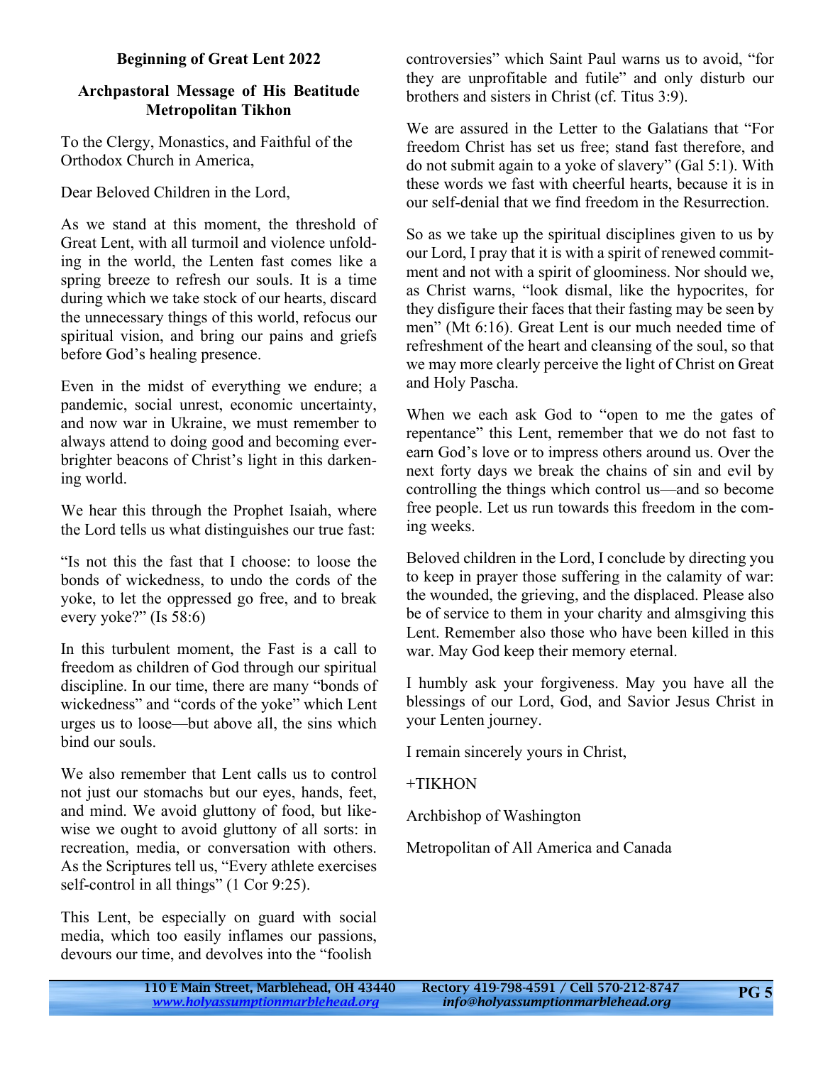**Beginning of Great Lent 2022**

**Archpastoral Message of His Beatitude Metropolitan Tikhon**

To the Clergy, Monastics, and Faithful of the Orthodox Church in America,

Dear Beloved Children in the Lord,

As we stand at this moment, the threshold of Great Lent, with all turmoil and violence unfolding in the world, the Lenten fast comes like a spring breeze to refresh our souls. It is a time during which we take stock of our hearts, discard the unnecessary things of this world, refocus our spiritual vision, and bring our pains and griefs before God's healing presence.

Even in the midst of everything we endure; a pandemic, social unrest, economic uncertainty, and now war in Ukraine, we must remember to always attend to doing good and becoming ever-brighter beacons of Christ's light in this darkening world.

We hear this through the Prophet Isaiah, where the Lord tells us what distinguishes our true fast:

"Is not this the fast that I choose: to loose the bonds of wickedness, to undo the cords of the yoke, to let the oppressed go free, and to break every yoke?" (Is 58:6)

In this turbulent moment, the Fast is a call to freedom as children of God through our spiritual discipline. In our time, there are many "bonds of wickedness" and "cords of the yoke" which Lent urges us to loose—but above all, the sins which bind our souls.

We also remember that Lent calls us to control not just our stomachs but our eyes, hands, feet, and mind. We avoid gluttony of food, but likewise we ought to avoid gluttony of all sorts: in recreation, media, or conversation with others. As the Scriptures tell us, "Every athlete exercises self-control in all things" (1 Cor 9:25).

This Lent, be especially on guard with social media, which too easily inflames our passions, devours our time, and devolves into the "foolish controversies" which Saint Paul warns us to avoid, "for they are unprofitable and futile" and only disturb our brothers and sisters in Christ (cf. Titus 3:9).

We are assured in the Letter to the Galatians that "For freedom Christ has set us free; stand fast therefore, and do not submit again to a yoke of slavery" (Gal 5:1). With these words we fast with cheerful hearts, because it is in our self-denial that we find freedom in the Resurrection.

So as we take up the spiritual disciplines given to us by our Lord, I pray that it is with a spirit of renewed commitment and not with a spirit of gloominess. Nor should we, as Christ warns, "look dismal, like the hypocrites, for they disfigure their faces that their fasting may be seen by men" (Mt 6:16). Great Lent is our much needed time of refreshment of the heart and cleansing of the soul, so that we may more clearly perceive the light of Christ on Great and Holy Pascha.

When we each ask God to "open to me the gates of repentance" this Lent, remember that we do not fast to earn God's love or to impress others around us. Over the next forty days we break the chains of sin and evil by controlling the things which control us—and so become free people. Let us run towards this freedom in the coming weeks.

Beloved children in the Lord, I conclude by directing you to keep in prayer those suffering in the calamity of war: the wounded, the grieving, and the displaced. Please also be of service to them in your charity and almsgiving this Lent. Remember also those who have been killed in this war. May God keep their memory eternal.

I humbly ask your forgiveness. May you have all the blessings of our Lord, God, and Savior Jesus Christ in your Lenten journey.

I remain sincerely yours in Christ,

+TIKHON

Archbishop of Washington

Metropolitan of All America and Canada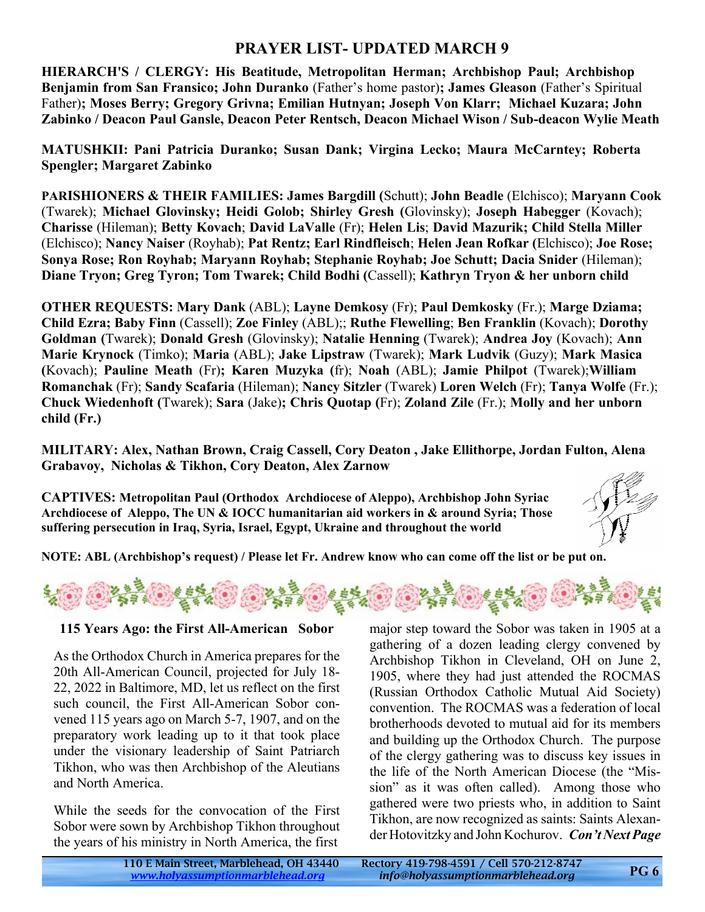## PRAYER LIST- UPDATED MARCH 9

**HIERARCH'S / CLERGY: His Beatitude, Metropolitan Herman; Archbishop Paul; Archbishop Benjamin from San Fransico; John Duranko** (Father's home pastor)**; James Gleason** (Father's Spiritual Father)**; Moses Berry; Gregory Grivna; Emilian Hutnyan; Joseph Von Klarr; Michael Kuzara; John Zabinko / Deacon Paul Gansle, Deacon Peter Rentsch, Deacon Michael Wison / Sub-deacon Wylie Meath**

**MATUSHKII: Pani Patricia Duranko; Susan Dank; Virgina Lecko; Maura McCarntey; Roberta Spengler; Margaret Zabinko**

**PARISHIONERS & THEIR FAMILIES: James Bargdill (**Schutt); **John Beadle** (Elchisco); **Maryann Cook** (Twarek); **Michael Glovinsky; Heidi Golob; Shirley Gresh (**Glovinsky); **Joseph Habegger** (Kovach); **Charisse** (Hileman); **Betty Kovach**; **David LaValle** (Fr); **Helen Lis**; **David Mazurik; Child Stella Miller** (Elchisco); **Nancy Naiser** (Royhab); **Pat Rentz; Earl Rindfleisch**; **Helen Jean Rofkar (**Elchisco); **Joe Rose; Sonya Rose; Ron Royhab; Maryann Royhab; Stephanie Royhab; Joe Schutt; Dacia Snider** (Hileman); **Diane Tryon; Greg Tyron; Tom Twarek; Child Bodhi (**Cassell); **Kathryn Tryon & her unborn child**

**OTHER REQUESTS: Mary Dank** (ABL); **Layne Demkosy** (Fr); **Paul Demkosky** (Fr.); **Marge Dziama; Child Ezra; Baby Finn** (Cassell); **Zoe Finley** (ABL);; **Ruthe Flewelling**; **Ben Franklin** (Kovach); **Dorothy Goldman (**Twarek); **Donald Gresh** (Glovinsky); **Natalie Henning** (Twarek); **Andrea Joy** (Kovach); **Ann Marie Krynock** (Timko); **Maria** (ABL); **Jake Lipstraw** (Twarek); **Mark Ludvik** (Guzy); **Mark Masica (**Kovach); **Pauline Meath** (Fr)**; Karen Muzyka (**fr); **Noah** (ABL); **Jamie Philpot** (Twarek);**William Romanchak** (Fr); **Sandy Scafaria** (Hileman); **Nancy Sitzler** (Twarek) **Loren Welch** (Fr); **Tanya Wolfe** (Fr.); **Chuck Wiedenhoft (**Twarek); **Sara** (Jake)**; Chris Quotap (**Fr); **Zoland Zile** (Fr.); **Molly and her unborn child (Fr.)**

**MILITARY: Alex, Nathan Brown, Craig Cassell, Cory Deaton , Jake Ellithorpe, Jordan Fulton, Alena Grabavoy, Nicholas & Tikhon, Cory Deaton, Alex Zarnow**

**CAPTIVES: Metropolitan Paul (Orthodox Archdiocese of Aleppo), Archbishop John Syriac Archdiocese of Aleppo, The UN & IOCC humanitarian aid workers in & around Syria; Those suffering persecution in Iraq, Syria, Israel, Egypt, Ukraine and throughout the world**

**NOTE: ABL (Archbishop's request) / Please let Fr. Andrew know who can come off the list or be put on.**

### 115 Years Ago: the First All-American Sobor

As the Orthodox Church in America prepares for the 20th All-American Council, projected for July 18-22, 2022 in Baltimore, MD, let us reflect on the first such council, the First All-American Sobor convened 115 years ago on March 5-7, 1907, and on the preparatory work leading up to it that took place under the visionary leadership of Saint Patriarch Tikhon, who was then Archbishop of the Aleutians and North America.

While the seeds for the convocation of the First Sobor were sown by Archbishop Tikhon throughout the years of his ministry in North America, the first major step toward the Sobor was taken in 1905 at a gathering of a dozen leading clergy convened by Archbishop Tikhon in Cleveland, OH on June 2, 1905, where they had just attended the ROCMAS (Russian Orthodox Catholic Mutual Aid Society) convention. The ROCMAS was a federation of local brotherhoods devoted to mutual aid for its members and building up the Orthodox Church. The purpose of the clergy gathering was to discuss key issues in the life of the North American Diocese (the "Mission" as it was often called). Among those who gathered were two priests who, in addition to Saint Tikhon, are now recognized as saints: Saints Alexander Hotovitzky and John Kochurov. ***Con't Next Page***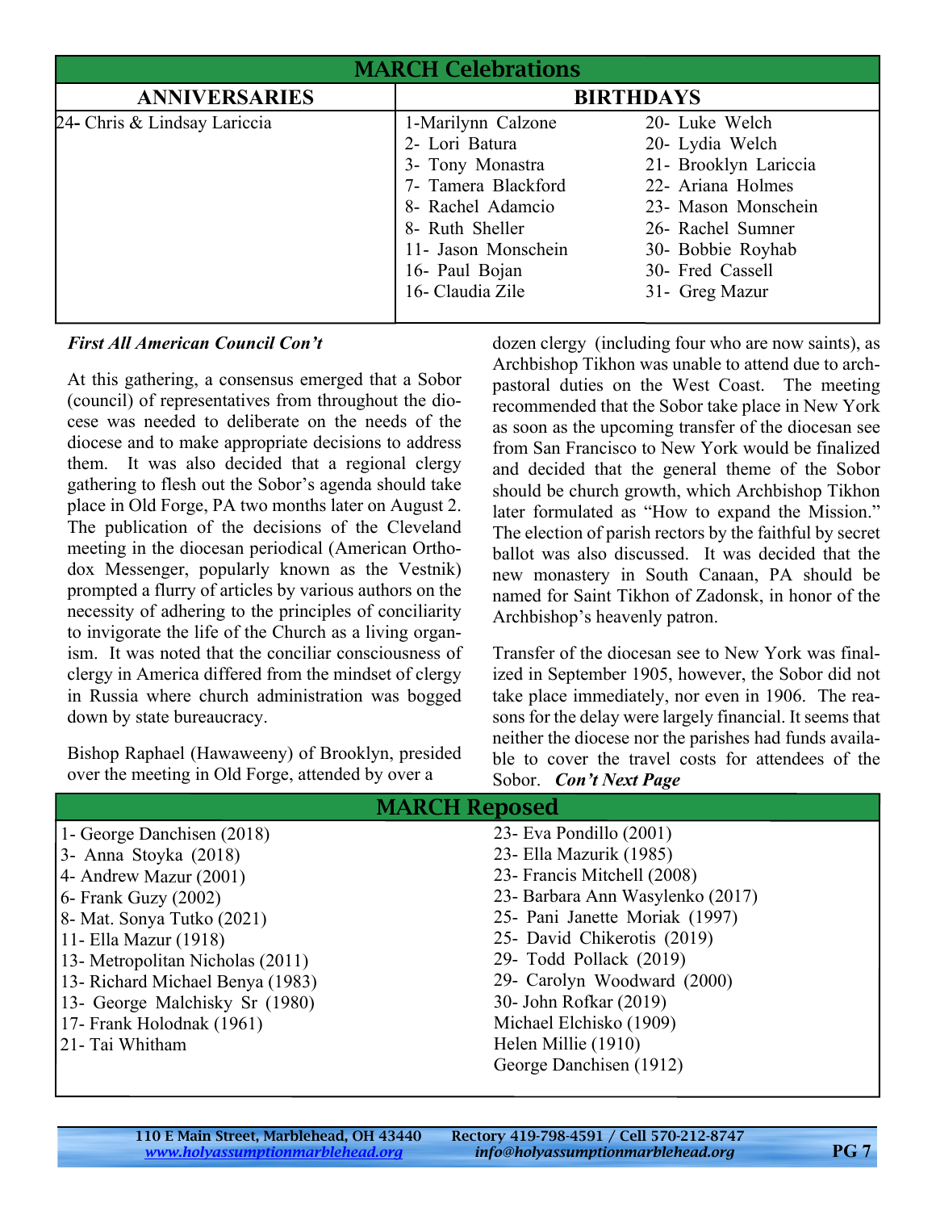## MARCH Celebrations

| ANNIVERSARIES | BIRTHDAYS | |
|---|---|---|
| 24- Chris & Lindsay Lariccia | 1-Marilynn Calzone | 20- Luke Welch |
| | 2- Lori Batura | 20- Lydia Welch |
| | 3- Tony Monastra | 21- Brooklyn Lariccia |
| | 7- Tamera Blackford | 22- Ariana Holmes |
| | 8- Rachel Adamcio | 23- Mason Monschein |
| | 8- Ruth Sheller | 26- Rachel Sumner |
| | 11- Jason Monschein | 30- Bobbie Royhab |
| | 16- Paul Bojan | 30- Fred Cassell |
| | 16- Claudia Zile | 31- Greg Mazur |

***First All American Council Con't***

At this gathering, a consensus emerged that a Sobor (council) of representatives from throughout the diocese was needed to deliberate on the needs of the diocese and to make appropriate decisions to address them. It was also decided that a regional clergy gathering to flesh out the Sobor's agenda should take place in Old Forge, PA two months later on August 2. The publication of the decisions of the Cleveland meeting in the diocesan periodical (American Orthodox Messenger, popularly known as the Vestnik) prompted a flurry of articles by various authors on the necessity of adhering to the principles of conciliarity to invigorate the life of the Church as a living organism. It was noted that the conciliar consciousness of clergy in America differed from the mindset of clergy in Russia where church administration was bogged down by state bureaucracy.

Bishop Raphael (Hawaweeny) of Brooklyn, presided over the meeting in Old Forge, attended by over a dozen clergy (including four who are now saints), as Archbishop Tikhon was unable to attend due to archpastoral duties on the West Coast. The meeting recommended that the Sobor take place in New York as soon as the upcoming transfer of the diocesan see from San Francisco to New York would be finalized and decided that the general theme of the Sobor should be church growth, which Archbishop Tikhon later formulated as "How to expand the Mission." The election of parish rectors by the faithful by secret ballot was also discussed. It was decided that the new monastery in South Canaan, PA should be named for Saint Tikhon of Zadonsk, in honor of the Archbishop's heavenly patron.

Transfer of the diocesan see to New York was finalized in September 1905, however, the Sobor did not take place immediately, nor even in 1906. The reasons for the delay were largely financial. It seems that neither the diocese nor the parishes had funds available to cover the travel costs for attendees of the Sobor. ***Con't Next Page***

## MARCH Reposed

| | |
|---|---|
| 1- George Danchisen (2018) | 23- Eva Pondillo (2001) |
| 3- Anna Stoyka (2018) | 23- Ella Mazurik (1985) |
| 4- Andrew Mazur (2001) | 23- Francis Mitchell (2008) |
| 6- Frank Guzy (2002) | 23- Barbara Ann Wasylenko (2017) |
| 8- Mat. Sonya Tutko (2021) | 25- Pani Janette Moriak (1997) |
| 11- Ella Mazur (1918) | 25- David Chikerotis (2019) |
| 13- Metropolitan Nicholas (2011) | 29- Todd Pollack (2019) |
| 13- Richard Michael Benya (1983) | 29- Carolyn Woodward (2000) |
| 13- George Malchisky Sr (1980) | 30- John Rofkar (2019) |
| 17- Frank Holodnak (1961) | Michael Elchisko (1909) |
| 21- Tai Whitham | Helen Millie (1910) |
| | George Danchisen (1912) |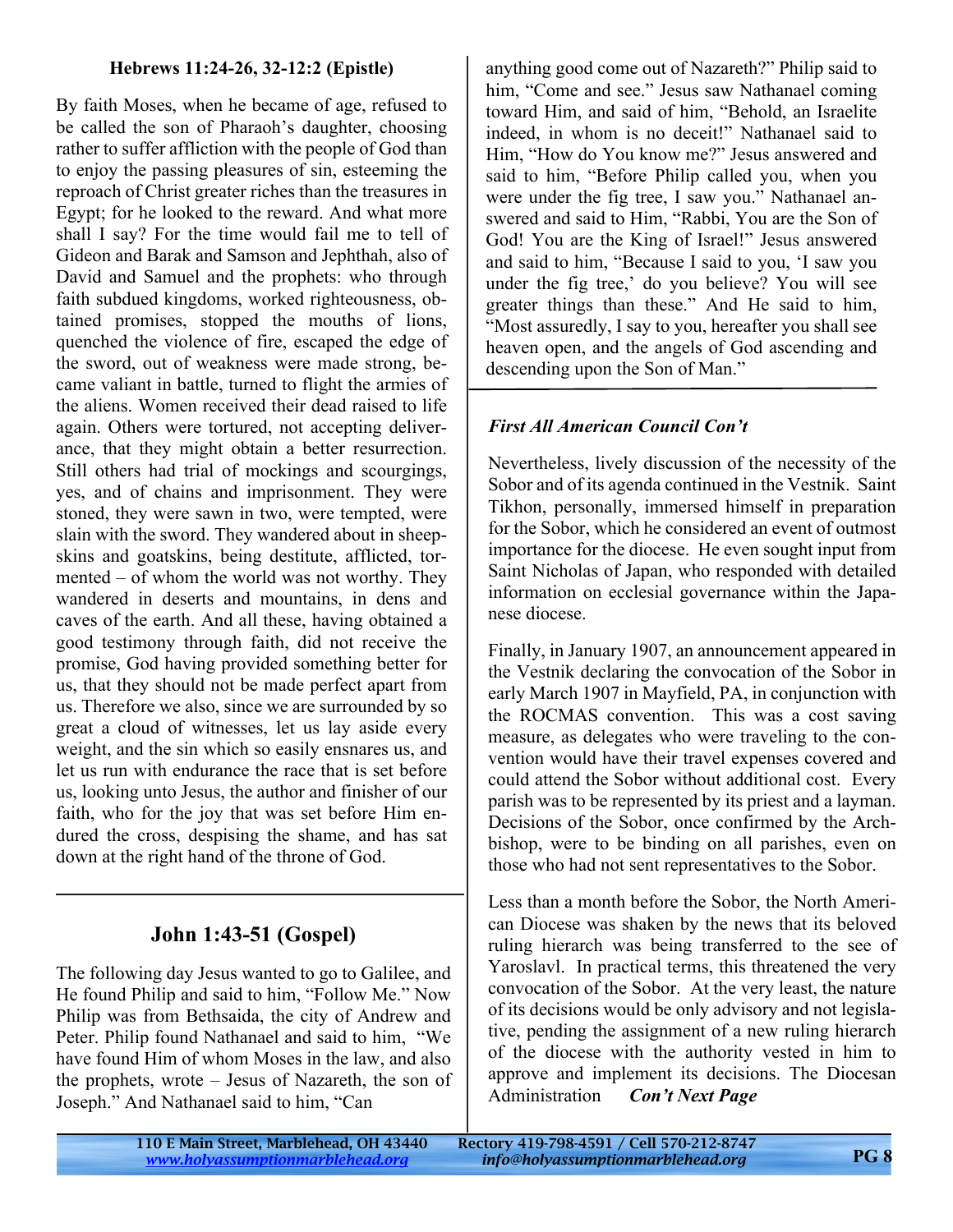### Hebrews 11:24-26, 32-12:2 (Epistle)

By faith Moses, when he became of age, refused to be called the son of Pharaoh's daughter, choosing rather to suffer affliction with the people of God than to enjoy the passing pleasures of sin, esteeming the reproach of Christ greater riches than the treasures in Egypt; for he looked to the reward. And what more shall I say? For the time would fail me to tell of Gideon and Barak and Samson and Jephthah, also of David and Samuel and the prophets: who through faith subdued kingdoms, worked righteousness, obtained promises, stopped the mouths of lions, quenched the violence of fire, escaped the edge of the sword, out of weakness were made strong, became valiant in battle, turned to flight the armies of the aliens. Women received their dead raised to life again. Others were tortured, not accepting deliverance, that they might obtain a better resurrection. Still others had trial of mockings and scourgings, yes, and of chains and imprisonment. They were stoned, they were sawn in two, were tempted, were slain with the sword. They wandered about in sheepskins and goatskins, being destitute, afflicted, tormented – of whom the world was not worthy. They wandered in deserts and mountains, in dens and caves of the earth. And all these, having obtained a good testimony through faith, did not receive the promise, God having provided something better for us, that they should not be made perfect apart from us. Therefore we also, since we are surrounded by so great a cloud of witnesses, let us lay aside every weight, and the sin which so easily ensnares us, and let us run with endurance the race that is set before us, looking unto Jesus, the author and finisher of our faith, who for the joy that was set before Him endured the cross, despising the shame, and has sat down at the right hand of the throne of God.

## John 1:43-51 (Gospel)

The following day Jesus wanted to go to Galilee, and He found Philip and said to him, "Follow Me." Now Philip was from Bethsaida, the city of Andrew and Peter. Philip found Nathanael and said to him, "We have found Him of whom Moses in the law, and also the prophets, wrote – Jesus of Nazareth, the son of Joseph." And Nathanael said to him, "Can anything good come out of Nazareth?" Philip said to him, "Come and see." Jesus saw Nathanael coming toward Him, and said of him, "Behold, an Israelite indeed, in whom is no deceit!" Nathanael said to Him, "How do You know me?" Jesus answered and said to him, "Before Philip called you, when you were under the fig tree, I saw you." Nathanael answered and said to Him, "Rabbi, You are the Son of God! You are the King of Israel!" Jesus answered and said to him, "Because I said to you, 'I saw you under the fig tree,' do you believe? You will see greater things than these." And He said to him, "Most assuredly, I say to you, hereafter you shall see heaven open, and the angels of God ascending and descending upon the Son of Man."

### *First All American Council Con't*

Nevertheless, lively discussion of the necessity of the Sobor and of its agenda continued in the Vestnik. Saint Tikhon, personally, immersed himself in preparation for the Sobor, which he considered an event of outmost importance for the diocese. He even sought input from Saint Nicholas of Japan, who responded with detailed information on ecclesial governance within the Japanese diocese.

Finally, in January 1907, an announcement appeared in the Vestnik declaring the convocation of the Sobor in early March 1907 in Mayfield, PA, in conjunction with the ROCMAS convention. This was a cost saving measure, as delegates who were traveling to the convention would have their travel expenses covered and could attend the Sobor without additional cost. Every parish was to be represented by its priest and a layman. Decisions of the Sobor, once confirmed by the Archbishop, were to be binding on all parishes, even on those who had not sent representatives to the Sobor.

Less than a month before the Sobor, the North American Diocese was shaken by the news that its beloved ruling hierarch was being transferred to the see of Yaroslavl. In practical terms, this threatened the very convocation of the Sobor. At the very least, the nature of its decisions would be only advisory and not legislative, pending the assignment of a new ruling hierarch of the diocese with the authority vested in him to approve and implement its decisions. The Diocesan Administration ***Con't Next Page***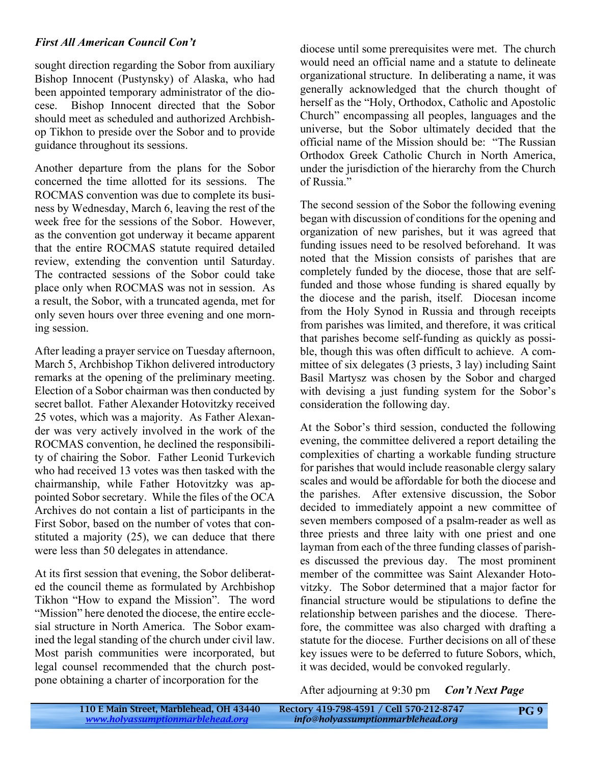***First All American Council Con't***

sought direction regarding the Sobor from auxiliary Bishop Innocent (Pustynsky) of Alaska, who had been appointed temporary administrator of the diocese. Bishop Innocent directed that the Sobor should meet as scheduled and authorized Archbishop Tikhon to preside over the Sobor and to provide guidance throughout its sessions.

Another departure from the plans for the Sobor concerned the time allotted for its sessions. The ROCMAS convention was due to complete its business by Wednesday, March 6, leaving the rest of the week free for the sessions of the Sobor. However, as the convention got underway it became apparent that the entire ROCMAS statute required detailed review, extending the convention until Saturday. The contracted sessions of the Sobor could take place only when ROCMAS was not in session. As a result, the Sobor, with a truncated agenda, met for only seven hours over three evening and one morning session.

After leading a prayer service on Tuesday afternoon, March 5, Archbishop Tikhon delivered introductory remarks at the opening of the preliminary meeting. Election of a Sobor chairman was then conducted by secret ballot. Father Alexander Hotovitzky received 25 votes, which was a majority. As Father Alexander was very actively involved in the work of the ROCMAS convention, he declined the responsibility of chairing the Sobor. Father Leonid Turkevich who had received 13 votes was then tasked with the chairmanship, while Father Hotovitzky was appointed Sobor secretary. While the files of the OCA Archives do not contain a list of participants in the First Sobor, based on the number of votes that constituted a majority (25), we can deduce that there were less than 50 delegates in attendance.

At its first session that evening, the Sobor deliberated the council theme as formulated by Archbishop Tikhon "How to expand the Mission". The word "Mission" here denoted the diocese, the entire ecclesial structure in North America. The Sobor examined the legal standing of the church under civil law. Most parish communities were incorporated, but legal counsel recommended that the church postpone obtaining a charter of incorporation for the diocese until some prerequisites were met. The church would need an official name and a statute to delineate organizational structure. In deliberating a name, it was generally acknowledged that the church thought of herself as the "Holy, Orthodox, Catholic and Apostolic Church" encompassing all peoples, languages and the universe, but the Sobor ultimately decided that the official name of the Mission should be: "The Russian Orthodox Greek Catholic Church in North America, under the jurisdiction of the hierarchy from the Church of Russia."

The second session of the Sobor the following evening began with discussion of conditions for the opening and organization of new parishes, but it was agreed that funding issues need to be resolved beforehand. It was noted that the Mission consists of parishes that are completely funded by the diocese, those that are self-funded and those whose funding is shared equally by the diocese and the parish, itself. Diocesan income from the Holy Synod in Russia and through receipts from parishes was limited, and therefore, it was critical that parishes become self-funding as quickly as possible, though this was often difficult to achieve. A committee of six delegates (3 priests, 3 lay) including Saint Basil Martysz was chosen by the Sobor and charged with devising a just funding system for the Sobor's consideration the following day.

At the Sobor's third session, conducted the following evening, the committee delivered a report detailing the complexities of charting a workable funding structure for parishes that would include reasonable clergy salary scales and would be affordable for both the diocese and the parishes. After extensive discussion, the Sobor decided to immediately appoint a new committee of seven members composed of a psalm-reader as well as three priests and three laity with one priest and one layman from each of the three funding classes of parishes discussed the previous day. The most prominent member of the committee was Saint Alexander Hotovitzky. The Sobor determined that a major factor for financial structure would be stipulations to define the relationship between parishes and the diocese. Therefore, the committee was also charged with drafting a statute for the diocese. Further decisions on all of these key issues were to be deferred to future Sobors, which, it was decided, would be convoked regularly.

After adjourning at 9:30 pm ***Con't Next Page***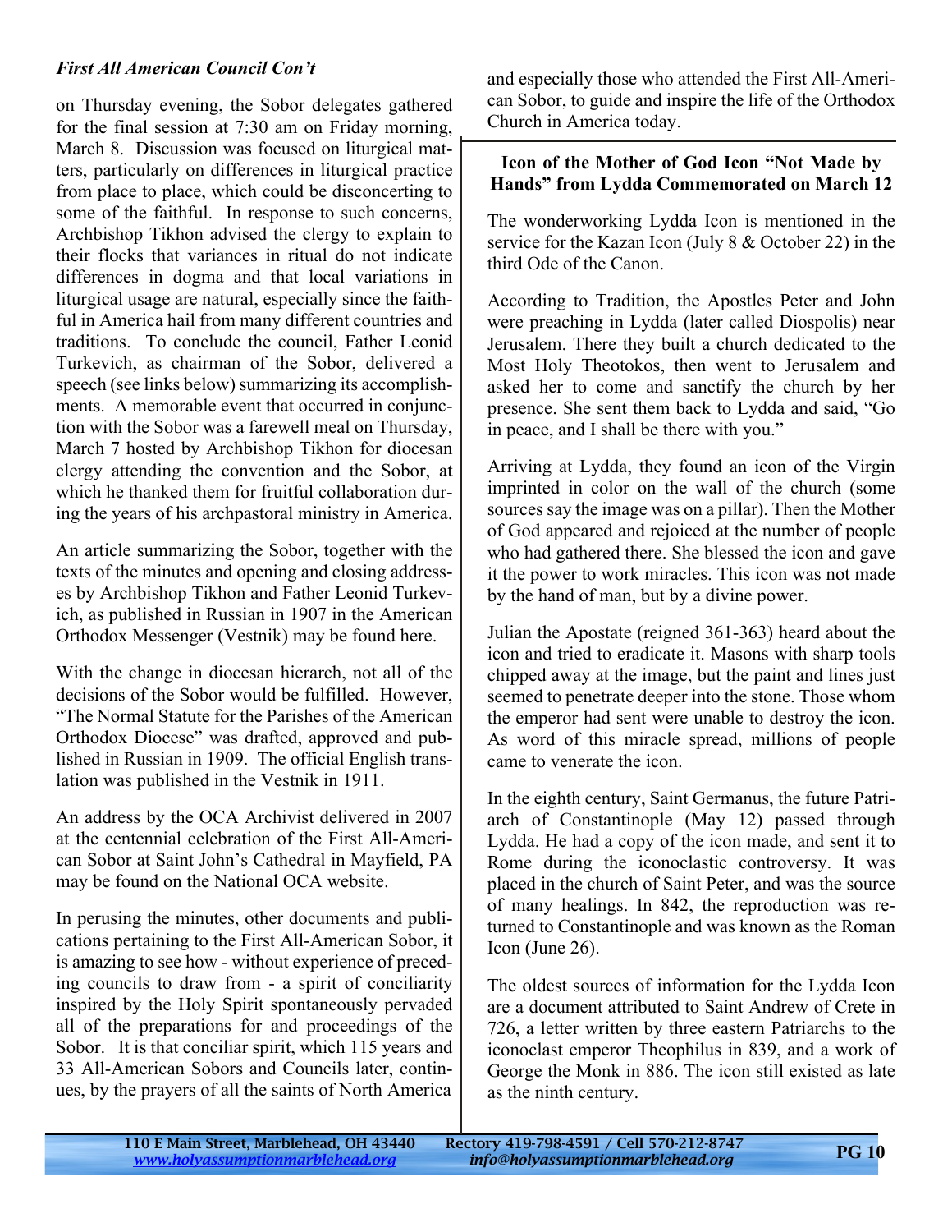*First All American Council Con't*

on Thursday evening, the Sobor delegates gathered for the final session at 7:30 am on Friday morning, March 8. Discussion was focused on liturgical matters, particularly on differences in liturgical practice from place to place, which could be disconcerting to some of the faithful. In response to such concerns, Archbishop Tikhon advised the clergy to explain to their flocks that variances in ritual do not indicate differences in dogma and that local variations in liturgical usage are natural, especially since the faithful in America hail from many different countries and traditions. To conclude the council, Father Leonid Turkevich, as chairman of the Sobor, delivered a speech (see links below) summarizing its accomplishments. A memorable event that occurred in conjunction with the Sobor was a farewell meal on Thursday, March 7 hosted by Archbishop Tikhon for diocesan clergy attending the convention and the Sobor, at which he thanked them for fruitful collaboration during the years of his archpastoral ministry in America.

An article summarizing the Sobor, together with the texts of the minutes and opening and closing addresses by Archbishop Tikhon and Father Leonid Turkevich, as published in Russian in 1907 in the American Orthodox Messenger (Vestnik) may be found here.

With the change in diocesan hierarch, not all of the decisions of the Sobor would be fulfilled. However, "The Normal Statute for the Parishes of the American Orthodox Diocese" was drafted, approved and published in Russian in 1909. The official English translation was published in the Vestnik in 1911.

An address by the OCA Archivist delivered in 2007 at the centennial celebration of the First All-American Sobor at Saint John's Cathedral in Mayfield, PA may be found on the National OCA website.

In perusing the minutes, other documents and publications pertaining to the First All-American Sobor, it is amazing to see how - without experience of preceding councils to draw from - a spirit of conciliarity inspired by the Holy Spirit spontaneously pervaded all of the preparations for and proceedings of the Sobor. It is that conciliar spirit, which 115 years and 33 All-American Sobors and Councils later, continues, by the prayers of all the saints of North America and especially those who attended the First All-American Sobor, to guide and inspire the life of the Orthodox Church in America today.

## Icon of the Mother of God Icon "Not Made by Hands" from Lydda Commemorated on March 12

The wonderworking Lydda Icon is mentioned in the service for the Kazan Icon (July 8 & October 22) in the third Ode of the Canon.

According to Tradition, the Apostles Peter and John were preaching in Lydda (later called Diospolis) near Jerusalem. There they built a church dedicated to the Most Holy Theotokos, then went to Jerusalem and asked her to come and sanctify the church by her presence. She sent them back to Lydda and said, "Go in peace, and I shall be there with you."

Arriving at Lydda, they found an icon of the Virgin imprinted in color on the wall of the church (some sources say the image was on a pillar). Then the Mother of God appeared and rejoiced at the number of people who had gathered there. She blessed the icon and gave it the power to work miracles. This icon was not made by the hand of man, but by a divine power.

Julian the Apostate (reigned 361-363) heard about the icon and tried to eradicate it. Masons with sharp tools chipped away at the image, but the paint and lines just seemed to penetrate deeper into the stone. Those whom the emperor had sent were unable to destroy the icon. As word of this miracle spread, millions of people came to venerate the icon.

In the eighth century, Saint Germanus, the future Patriarch of Constantinople (May 12) passed through Lydda. He had a copy of the icon made, and sent it to Rome during the iconoclastic controversy. It was placed in the church of Saint Peter, and was the source of many healings. In 842, the reproduction was returned to Constantinople and was known as the Roman Icon (June 26).

The oldest sources of information for the Lydda Icon are a document attributed to Saint Andrew of Crete in 726, a letter written by three eastern Patriarchs to the iconoclast emperor Theophilus in 839, and a work of George the Monk in 886. The icon still existed as late as the ninth century.